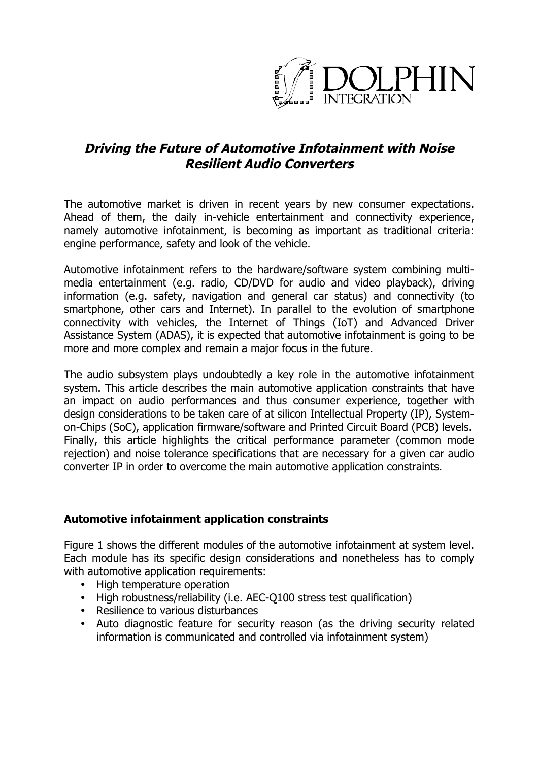# *Driving the Future of Automotive Infotainment with Noise Resilient Audio Converters*

The automotive market is driven in recent years by new consumer expectations. Ahead of them, the daily in-vehicle entertainment and connectivity experience, namely automotive infotainment, is becoming as important as traditional criteria: engine performance, safety and look of the vehicle.

Automotive infotainment refers to the hardware/software system combining multi-media entertainment (e.g. radio, CD/DVD for audio and video playback), driving information (e.g. safety, navigation and general car status) and connectivity (to smartphone, other cars and Internet). In parallel to the evolution of smartphone connectivity with vehicles, the Internet of Things (IoT) and Advanced Driver Assistance System (ADAS), it is expected that automotive infotainment is going to be more and more complex and remain a major focus in the future.

The audio subsystem plays undoubtedly a key role in the automotive infotainment system. This article describes the main automotive application constraints that have an impact on audio performances and thus consumer experience, together with design considerations to be taken care of at silicon Intellectual Property (IP), System-on-Chips (SoC), application firmware/software and Printed Circuit Board (PCB) levels. Finally, this article highlights the critical performance parameter (common mode rejection) and noise tolerance specifications that are necessary for a given car audio converter IP in order to overcome the main automotive application constraints.

## Automotive infotainment application constraints

Figure 1 shows the different modules of the automotive infotainment at system level. Each module has its specific design considerations and nonetheless has to comply with automotive application requirements:

- High temperature operation
- High robustness/reliability (i.e. AEC-Q100 stress test qualification)
- Resilience to various disturbances
- Auto diagnostic feature for security reason (as the driving security related information is communicated and controlled via infotainment system)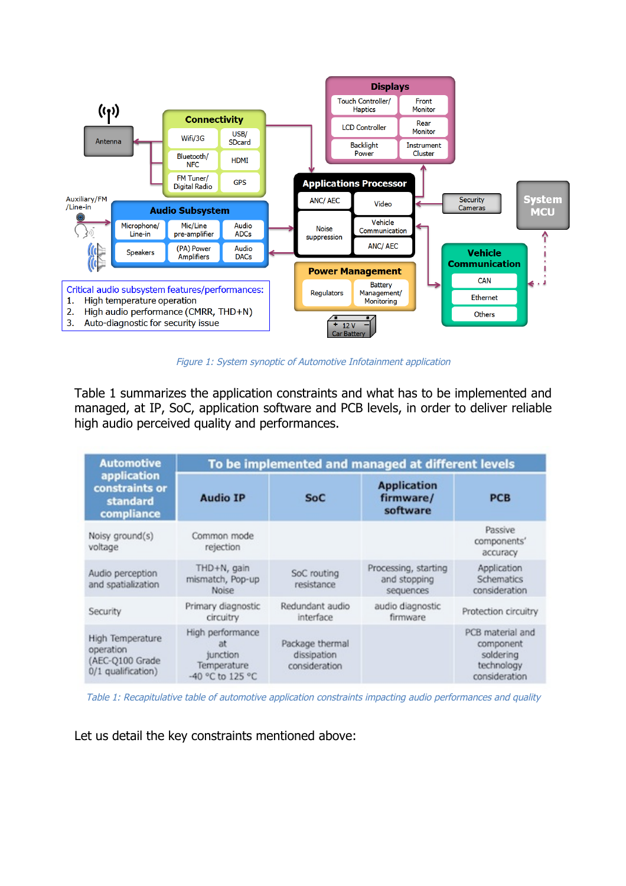*Figure 1: System synoptic of Automotive Infotainment application*

Table 1 summarizes the application constraints and what has to be implemented and managed, at IP, SoC, application software and PCB levels, in order to deliver reliable high audio perceived quality and performances.

| Automotive application constraints or standard compliance | To be implemented and managed at different levels | | | |
|---|---|---|---|---|
| | **Audio IP** | **SoC** | **Application firmware/ software** | **PCB** |
| Noisy ground(s) voltage | Common mode rejection | | | Passive components' accuracy |
| Audio perception and spatialization | THD+N, gain mismatch, Pop-up Noise | SoC routing resistance | Processing, starting and stopping sequences | Application Schematics consideration |
| Security | Primary diagnostic circuitry | Redundant audio interface | audio diagnostic firmware | Protection circuitry |
| High Temperature operation (AEC-Q100 Grade 0/1 qualification) | High performance at junction Temperature -40 °C to 125 °C | Package thermal dissipation consideration | | PCB material and component soldering technology consideration |

*Table 1: Recapitulative table of automotive application constraints impacting audio performances and quality*

Let us detail the key constraints mentioned above: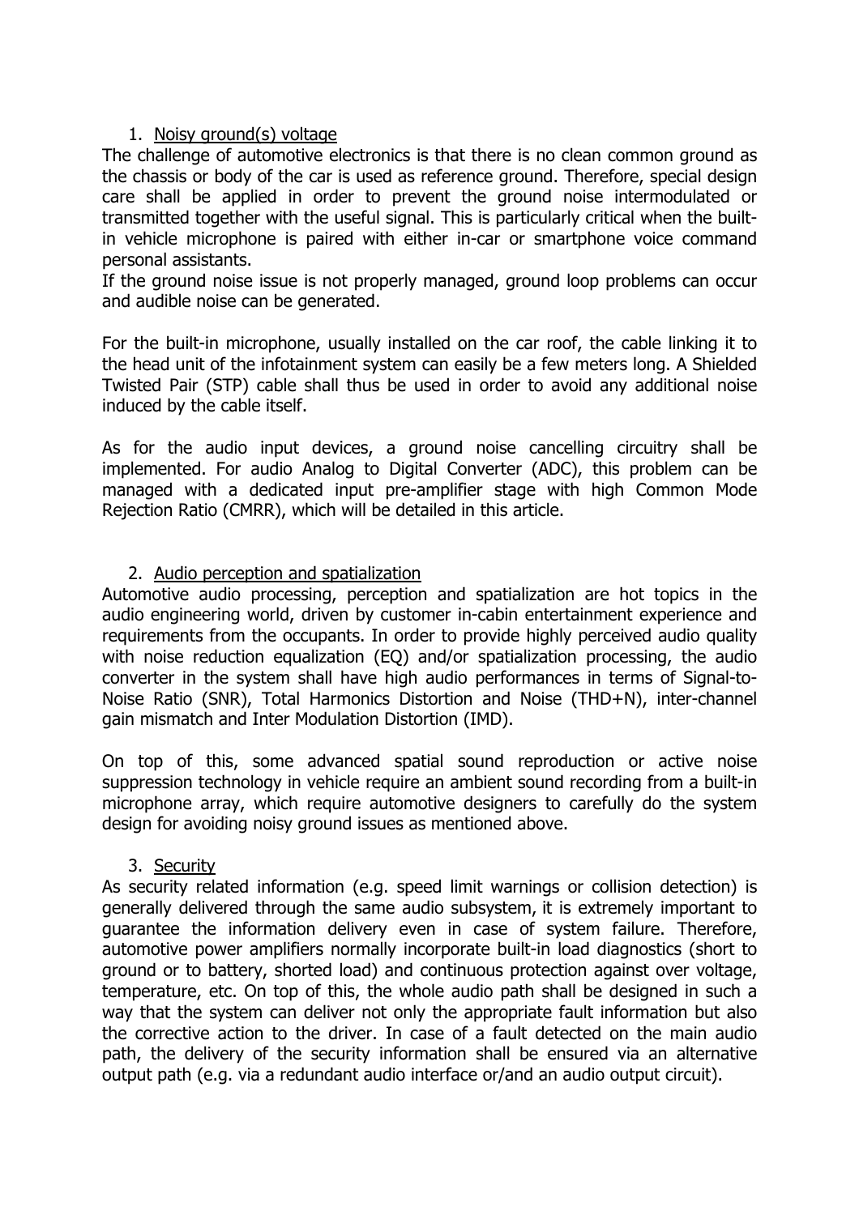1. Noisy ground(s) voltage

The challenge of automotive electronics is that there is no clean common ground as the chassis or body of the car is used as reference ground. Therefore, special design care shall be applied in order to prevent the ground noise intermodulated or transmitted together with the useful signal. This is particularly critical when the built-in vehicle microphone is paired with either in-car or smartphone voice command personal assistants.

If the ground noise issue is not properly managed, ground loop problems can occur and audible noise can be generated.

For the built-in microphone, usually installed on the car roof, the cable linking it to the head unit of the infotainment system can easily be a few meters long. A Shielded Twisted Pair (STP) cable shall thus be used in order to avoid any additional noise induced by the cable itself.

As for the audio input devices, a ground noise cancelling circuitry shall be implemented. For audio Analog to Digital Converter (ADC), this problem can be managed with a dedicated input pre-amplifier stage with high Common Mode Rejection Ratio (CMRR), which will be detailed in this article.

2. Audio perception and spatialization

Automotive audio processing, perception and spatialization are hot topics in the audio engineering world, driven by customer in-cabin entertainment experience and requirements from the occupants. In order to provide highly perceived audio quality with noise reduction equalization (EQ) and/or spatialization processing, the audio converter in the system shall have high audio performances in terms of Signal-to-Noise Ratio (SNR), Total Harmonics Distortion and Noise (THD+N), inter-channel gain mismatch and Inter Modulation Distortion (IMD).

On top of this, some advanced spatial sound reproduction or active noise suppression technology in vehicle require an ambient sound recording from a built-in microphone array, which require automotive designers to carefully do the system design for avoiding noisy ground issues as mentioned above.

3. Security

As security related information (e.g. speed limit warnings or collision detection) is generally delivered through the same audio subsystem, it is extremely important to guarantee the information delivery even in case of system failure. Therefore, automotive power amplifiers normally incorporate built-in load diagnostics (short to ground or to battery, shorted load) and continuous protection against over voltage, temperature, etc. On top of this, the whole audio path shall be designed in such a way that the system can deliver not only the appropriate fault information but also the corrective action to the driver. In case of a fault detected on the main audio path, the delivery of the security information shall be ensured via an alternative output path (e.g. via a redundant audio interface or/and an audio output circuit).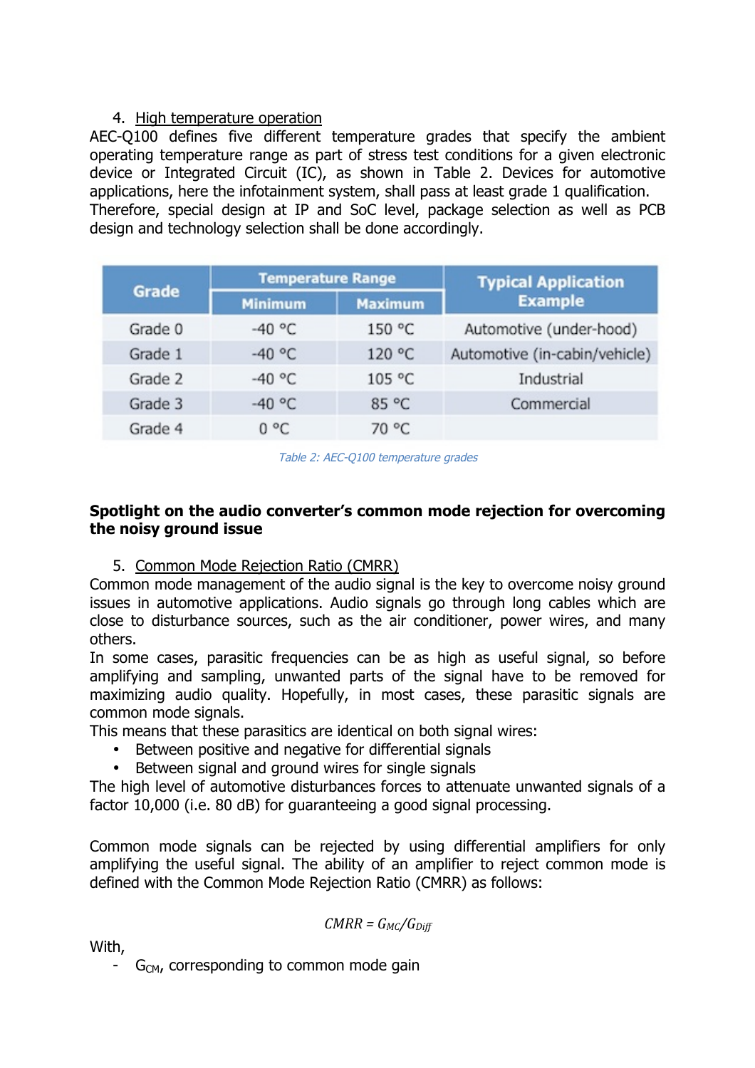4. High temperature operation

AEC-Q100 defines five different temperature grades that specify the ambient operating temperature range as part of stress test conditions for a given electronic device or Integrated Circuit (IC), as shown in Table 2. Devices for automotive applications, here the infotainment system, shall pass at least grade 1 qualification. Therefore, special design at IP and SoC level, package selection as well as PCB design and technology selection shall be done accordingly.

| Grade | Temperature Range | | Typical Application Example |
|---|---|---|---|
| | Minimum | Maximum | |
| Grade 0 | -40 °C | 150 °C | Automotive (under-hood) |
| Grade 1 | -40 °C | 120 °C | Automotive (in-cabin/vehicle) |
| Grade 2 | -40 °C | 105 °C | Industrial |
| Grade 3 | -40 °C | 85 °C | Commercial |
| Grade 4 | 0 °C | 70 °C | |

*Table 2: AEC-Q100 temperature grades*

**Spotlight on the audio converter's common mode rejection for overcoming the noisy ground issue**

5. Common Mode Rejection Ratio (CMRR)

Common mode management of the audio signal is the key to overcome noisy ground issues in automotive applications. Audio signals go through long cables which are close to disturbance sources, such as the air conditioner, power wires, and many others.

In some cases, parasitic frequencies can be as high as useful signal, so before amplifying and sampling, unwanted parts of the signal have to be removed for maximizing audio quality. Hopefully, in most cases, these parasitic signals are common mode signals.

This means that these parasitics are identical on both signal wires:

- Between positive and negative for differential signals
- Between signal and ground wires for single signals

The high level of automotive disturbances forces to attenuate unwanted signals of a factor 10,000 (i.e. 80 dB) for guaranteeing a good signal processing.

Common mode signals can be rejected by using differential amplifiers for only amplifying the useful signal. The ability of an amplifier to reject common mode is defined with the Common Mode Rejection Ratio (CMRR) as follows:

$$CMRR = G_{MC}/G_{Diff}$$

With,

- $G_{CM}$, corresponding to common mode gain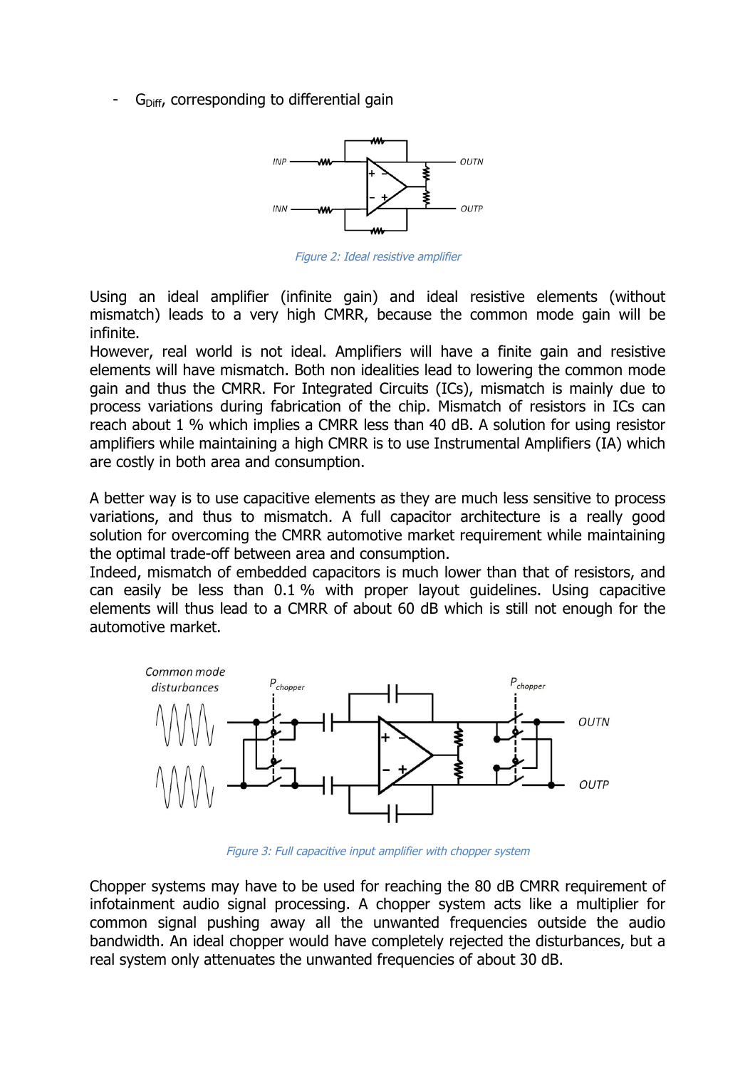- $G_{Diff}$, corresponding to differential gain

Figure 2: Ideal resistive amplifier

Using an ideal amplifier (infinite gain) and ideal resistive elements (without mismatch) leads to a very high CMRR, because the common mode gain will be infinite.
However, real world is not ideal. Amplifiers will have a finite gain and resistive elements will have mismatch. Both non idealities lead to lowering the common mode gain and thus the CMRR. For Integrated Circuits (ICs), mismatch is mainly due to process variations during fabrication of the chip. Mismatch of resistors in ICs can reach about 1 % which implies a CMRR less than 40 dB. A solution for using resistor amplifiers while maintaining a high CMRR is to use Instrumental Amplifiers (IA) which are costly in both area and consumption.

A better way is to use capacitive elements as they are much less sensitive to process variations, and thus to mismatch. A full capacitor architecture is a really good solution for overcoming the CMRR automotive market requirement while maintaining the optimal trade-off between area and consumption.
Indeed, mismatch of embedded capacitors is much lower than that of resistors, and can easily be less than 0.1 % with proper layout guidelines. Using capacitive elements will thus lead to a CMRR of about 60 dB which is still not enough for the automotive market.

Figure 3: Full capacitive input amplifier with chopper system

Chopper systems may have to be used for reaching the 80 dB CMRR requirement of infotainment audio signal processing. A chopper system acts like a multiplier for common signal pushing away all the unwanted frequencies outside the audio bandwidth. An ideal chopper would have completely rejected the disturbances, but a real system only attenuates the unwanted frequencies of about 30 dB.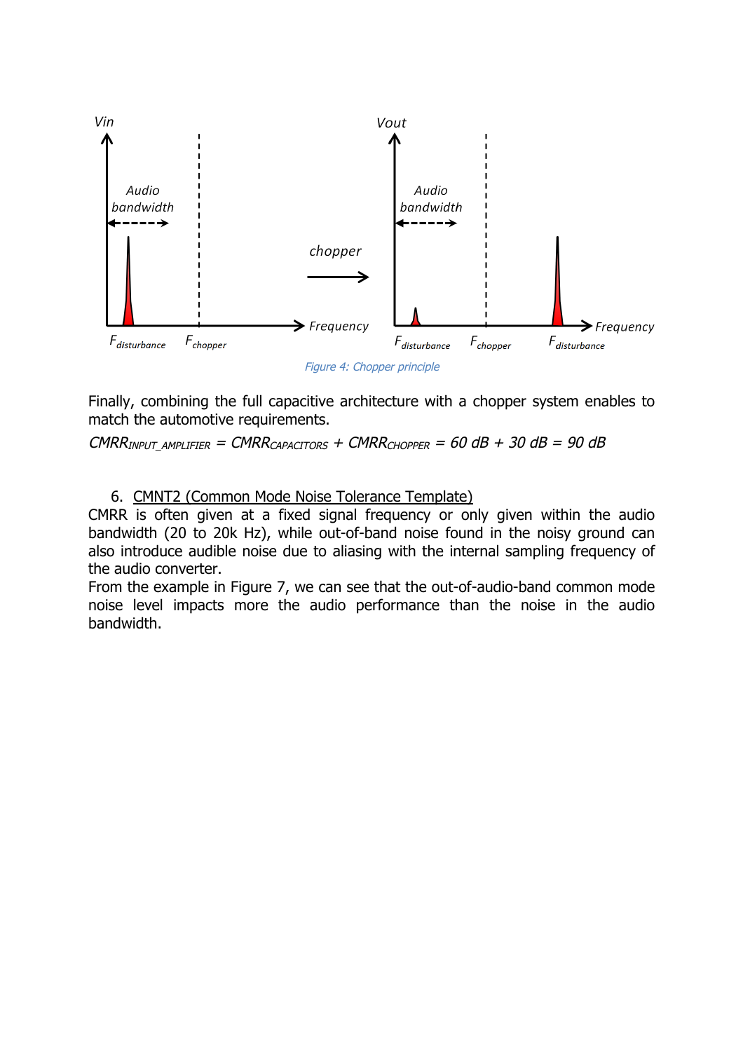Figure 4: Chopper principle

Finally, combining the full capacitive architecture with a chopper system enables to match the automotive requirements.

$CMRR_{INPUT\_AMPLIFIER} = CMRR_{CAPACITORS} + CMRR_{CHOPPER} = 60\ dB + 30\ dB = 90\ dB$

## 6. CMNT2 (Common Mode Noise Tolerance Template)

CMRR is often given at a fixed signal frequency or only given within the audio bandwidth (20 to 20k Hz), while out-of-band noise found in the noisy ground can also introduce audible noise due to aliasing with the internal sampling frequency of the audio converter.

From the example in Figure 7, we can see that the out-of-audio-band common mode noise level impacts more the audio performance than the noise in the audio bandwidth.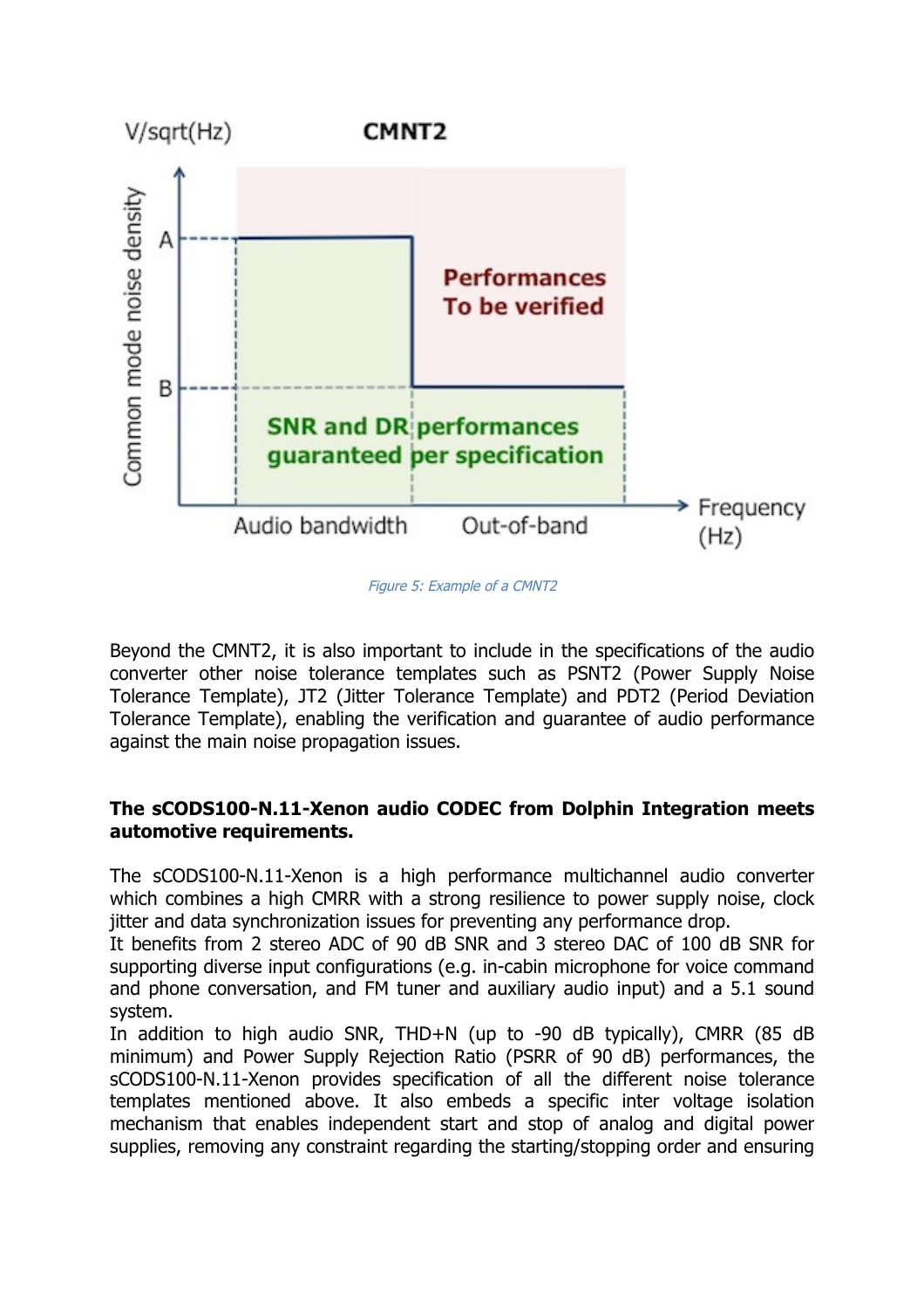*Figure 5: Example of a CMNT2*

Beyond the CMNT2, it is also important to include in the specifications of the audio converter other noise tolerance templates such as PSNT2 (Power Supply Noise Tolerance Template), JT2 (Jitter Tolerance Template) and PDT2 (Period Deviation Tolerance Template), enabling the verification and guarantee of audio performance against the main noise propagation issues.

**The sCODS100-N.11-Xenon audio CODEC from Dolphin Integration meets automotive requirements.**

The sCODS100-N.11-Xenon is a high performance multichannel audio converter which combines a high CMRR with a strong resilience to power supply noise, clock jitter and data synchronization issues for preventing any performance drop.
It benefits from 2 stereo ADC of 90 dB SNR and 3 stereo DAC of 100 dB SNR for supporting diverse input configurations (e.g. in-cabin microphone for voice command and phone conversation, and FM tuner and auxiliary audio input) and a 5.1 sound system.
In addition to high audio SNR, THD+N (up to -90 dB typically), CMRR (85 dB minimum) and Power Supply Rejection Ratio (PSRR of 90 dB) performances, the sCODS100-N.11-Xenon provides specification of all the different noise tolerance templates mentioned above. It also embeds a specific inter voltage isolation mechanism that enables independent start and stop of analog and digital power supplies, removing any constraint regarding the starting/stopping order and ensuring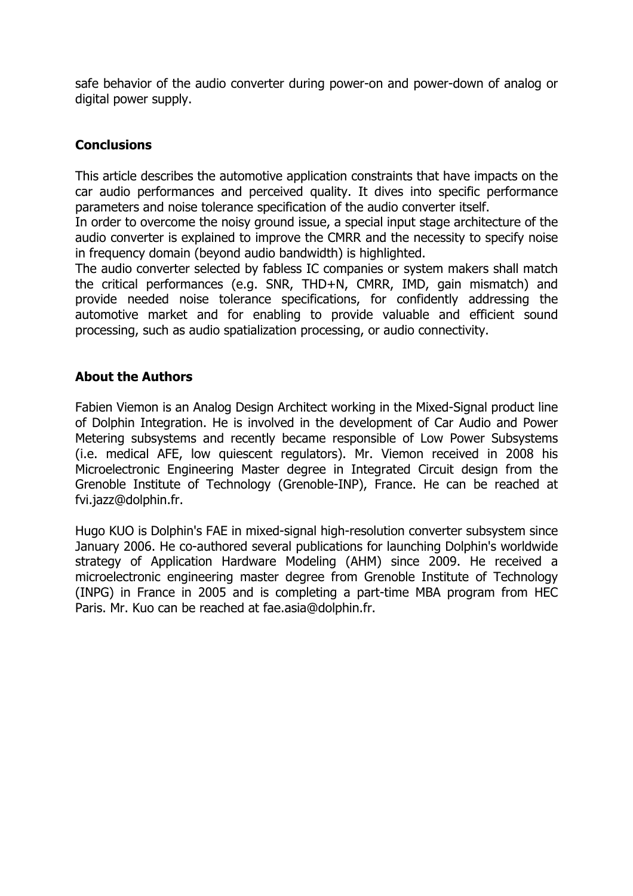safe behavior of the audio converter during power-on and power-down of analog or digital power supply.

## Conclusions

This article describes the automotive application constraints that have impacts on the car audio performances and perceived quality. It dives into specific performance parameters and noise tolerance specification of the audio converter itself.
In order to overcome the noisy ground issue, a special input stage architecture of the audio converter is explained to improve the CMRR and the necessity to specify noise in frequency domain (beyond audio bandwidth) is highlighted.
The audio converter selected by fabless IC companies or system makers shall match the critical performances (e.g. SNR, THD+N, CMRR, IMD, gain mismatch) and provide needed noise tolerance specifications, for confidently addressing the automotive market and for enabling to provide valuable and efficient sound processing, such as audio spatialization processing, or audio connectivity.

## About the Authors

Fabien Viemon is an Analog Design Architect working in the Mixed-Signal product line of Dolphin Integration. He is involved in the development of Car Audio and Power Metering subsystems and recently became responsible of Low Power Subsystems (i.e. medical AFE, low quiescent regulators). Mr. Viemon received in 2008 his Microelectronic Engineering Master degree in Integrated Circuit design from the Grenoble Institute of Technology (Grenoble-INP), France. He can be reached at fvi.jazz@dolphin.fr.

Hugo KUO is Dolphin's FAE in mixed-signal high-resolution converter subsystem since January 2006. He co-authored several publications for launching Dolphin's worldwide strategy of Application Hardware Modeling (AHM) since 2009. He received a microelectronic engineering master degree from Grenoble Institute of Technology (INPG) in France in 2005 and is completing a part-time MBA program from HEC Paris. Mr. Kuo can be reached at fae.asia@dolphin.fr.